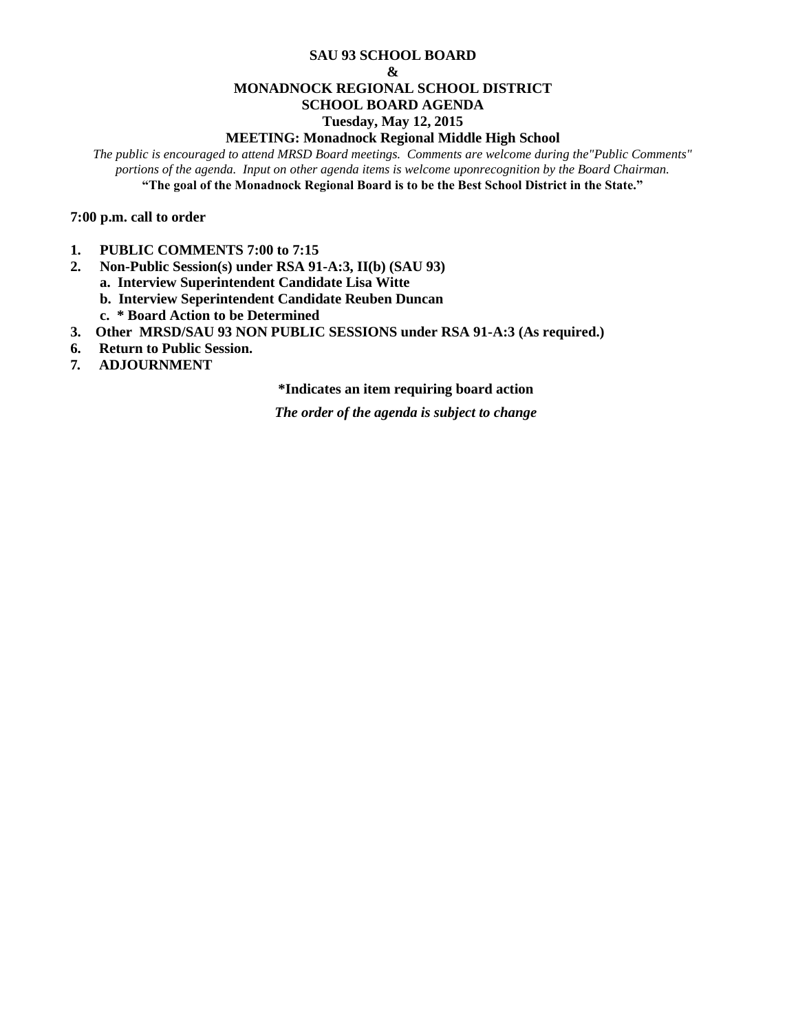**SAU 93 SCHOOL BOARD**

**&**

**MONADNOCK REGIONAL SCHOOL DISTRICT**

**SCHOOL BOARD AGENDA**

**Tuesday, May 12, 2015**

**MEETING: Monadnock Regional Middle High School**

*The public is encouraged to attend MRSD Board meetings. Comments are welcome during the"Public Comments" portions of the agenda. Input on other agenda items is welcome uponrecognition by the Board Chairman.*

**"The goal of the Monadnock Regional Board is to be the Best School District in the State."**

**7:00 p.m. call to order**

1. **PUBLIC COMMENTS 7:00 to 7:15**
2. **Non-Public Session(s) under RSA 91-A:3, II(b) (SAU 93)**
   - **a. Interview Superintendent Candidate Lisa Witte**
   - **b. Interview Seperintendent Candidate Reuben Duncan**
   - **c. * Board Action to be Determined**
3. **Other MRSD/SAU 93 NON PUBLIC SESSIONS under RSA 91-A:3 (As required.)**
6. **Return to Public Session.**
7. **ADJOURNMENT**

**\*Indicates an item requiring board action**

***The order of the agenda is subject to change***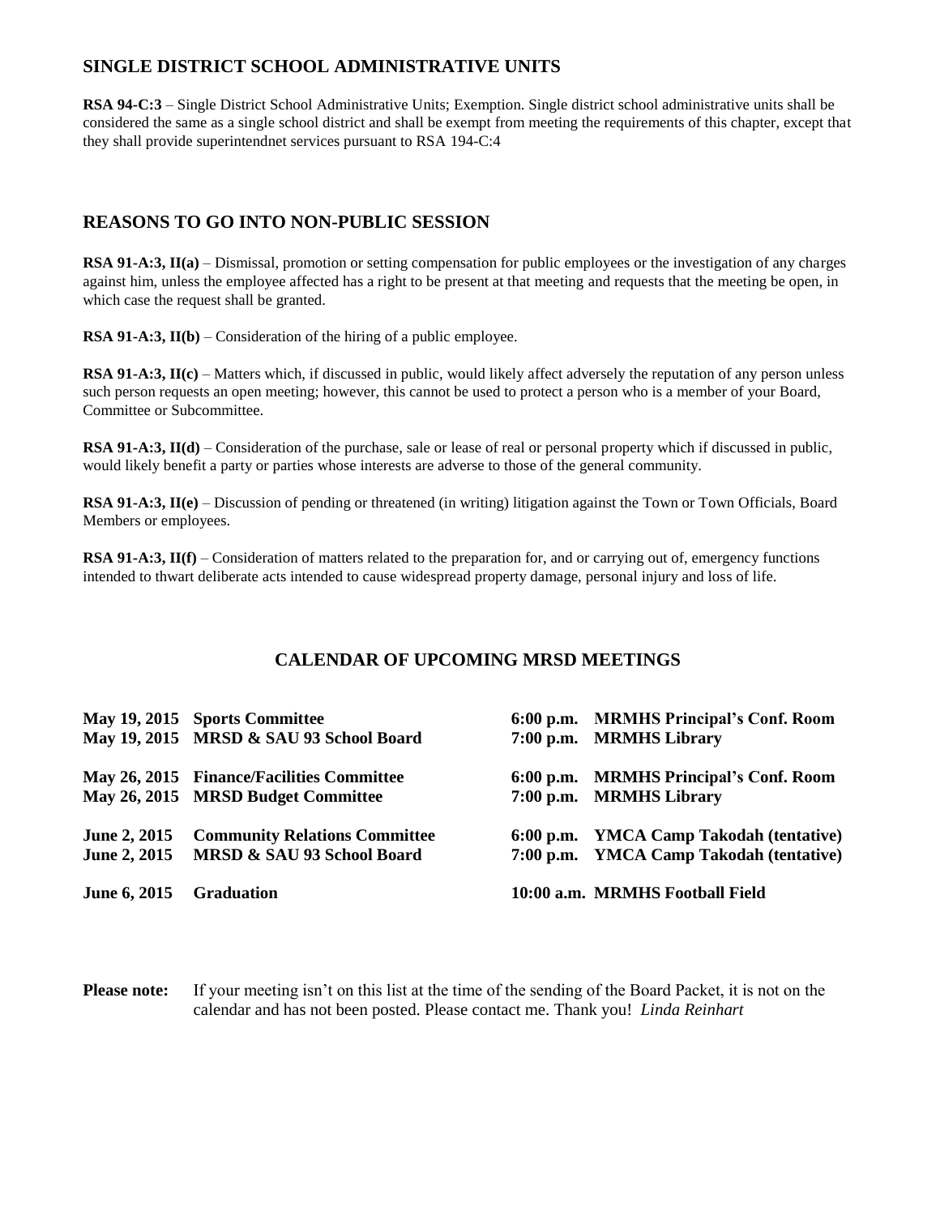## SINGLE DISTRICT SCHOOL ADMINISTRATIVE UNITS

**RSA 94-C:3** – Single District School Administrative Units; Exemption. Single district school administrative units shall be considered the same as a single school district and shall be exempt from meeting the requirements of this chapter, except that they shall provide superintendnet services pursuant to RSA 194-C:4

## REASONS TO GO INTO NON-PUBLIC SESSION

**RSA 91-A:3, II(a)** – Dismissal, promotion or setting compensation for public employees or the investigation of any charges against him, unless the employee affected has a right to be present at that meeting and requests that the meeting be open, in which case the request shall be granted.

**RSA 91-A:3, II(b)** – Consideration of the hiring of a public employee.

**RSA 91-A:3, II(c)** – Matters which, if discussed in public, would likely affect adversely the reputation of any person unless such person requests an open meeting; however, this cannot be used to protect a person who is a member of your Board, Committee or Subcommittee.

**RSA 91-A:3, II(d)** – Consideration of the purchase, sale or lease of real or personal property which if discussed in public, would likely benefit a party or parties whose interests are adverse to those of the general community.

**RSA 91-A:3, II(e)** – Discussion of pending or threatened (in writing) litigation against the Town or Town Officials, Board Members or employees.

**RSA 91-A:3, II(f)** – Consideration of matters related to the preparation for, and or carrying out of, emergency functions intended to thwart deliberate acts intended to cause widespread property damage, personal injury and loss of life.

## CALENDAR OF UPCOMING MRSD MEETINGS

| | | | |
|---|---|---|---|
| **May 19, 2015** | **Sports Committee** | **6:00 p.m.** | **MRMHS Principal's Conf. Room** |
| **May 19, 2015** | **MRSD & SAU 93 School Board** | **7:00 p.m.** | **MRMHS Library** |
| **May 26, 2015** | **Finance/Facilities Committee** | **6:00 p.m.** | **MRMHS Principal's Conf. Room** |
| **May 26, 2015** | **MRSD Budget Committee** | **7:00 p.m.** | **MRMHS Library** |
| **June 2, 2015** | **Community Relations Committee** | **6:00 p.m.** | **YMCA Camp Takodah (tentative)** |
| **June 2, 2015** | **MRSD & SAU 93 School Board** | **7:00 p.m.** | **YMCA Camp Takodah (tentative)** |
| **June 6, 2015** | **Graduation** | **10:00 a.m.** | **MRMHS Football Field** |

**Please note:** If your meeting isn't on this list at the time of the sending of the Board Packet, it is not on the calendar and has not been posted. Please contact me. Thank you! *Linda Reinhart*